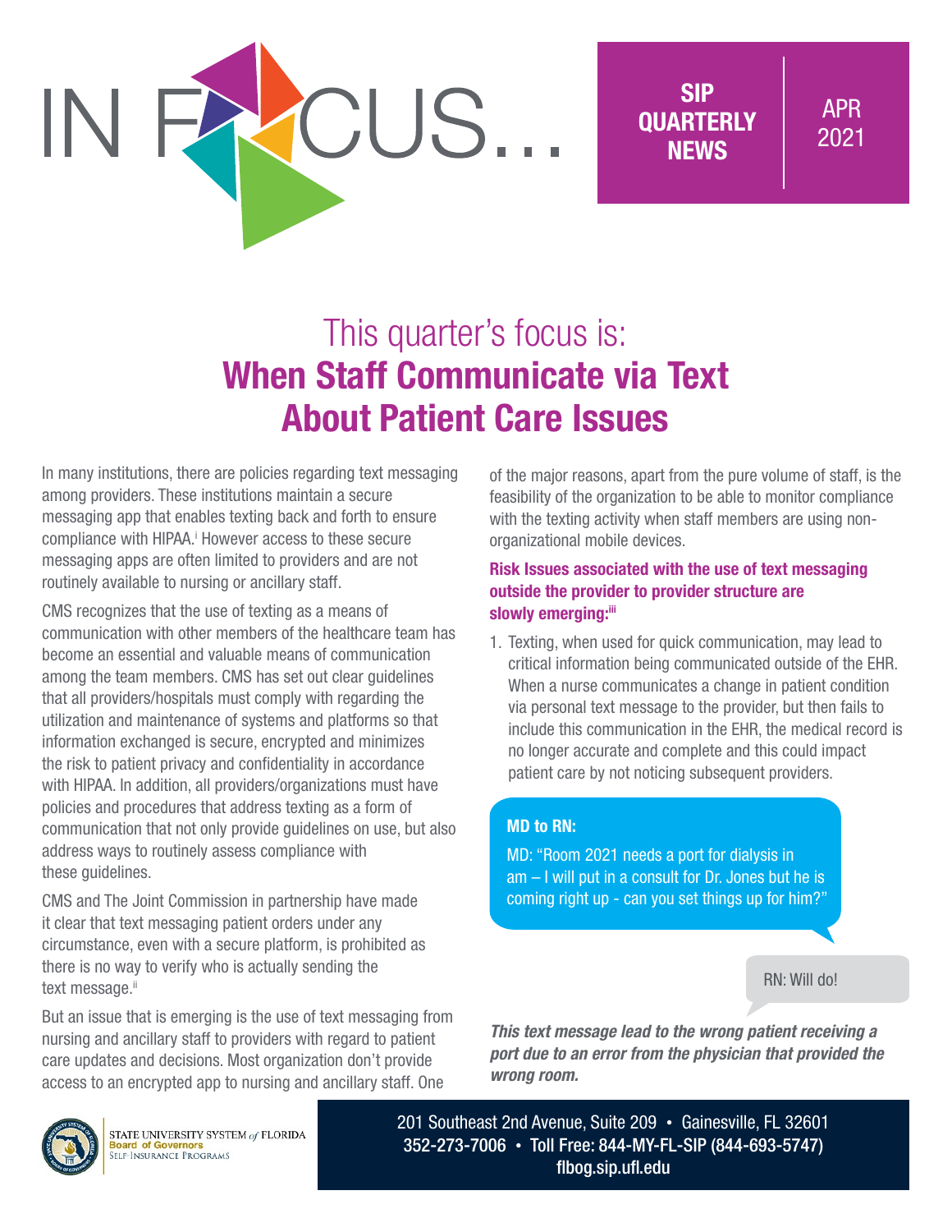# IN FOCUS...

**SIP QUARTERLY NEWS** | APR 2021

## This quarter's focus is: **When Staff Communicate via Text About Patient Care Issues**

In many institutions, there are policies regarding text messaging among providers. These institutions maintain a secure messaging app that enables texting back and forth to ensure compliance with HIPAA.[i] However access to these secure messaging apps are often limited to providers and are not routinely available to nursing or ancillary staff.

CMS recognizes that the use of texting as a means of communication with other members of the healthcare team has become an essential and valuable means of communication among the team members. CMS has set out clear guidelines that all providers/hospitals must comply with regarding the utilization and maintenance of systems and platforms so that information exchanged is secure, encrypted and minimizes the risk to patient privacy and confidentiality in accordance with HIPAA. In addition, all providers/organizations must have policies and procedures that address texting as a form of communication that not only provide guidelines on use, but also address ways to routinely assess compliance with these guidelines.

CMS and The Joint Commission in partnership have made it clear that text messaging patient orders under any circumstance, even with a secure platform, is prohibited as there is no way to verify who is actually sending the text message.[ii]

But an issue that is emerging is the use of text messaging from nursing and ancillary staff to providers with regard to patient care updates and decisions. Most organization don't provide access to an encrypted app to nursing and ancillary staff. One of the major reasons, apart from the pure volume of staff, is the feasibility of the organization to be able to monitor compliance with the texting activity when staff members are using non-organizational mobile devices.

### Risk Issues associated with the use of text messaging outside the provider to provider structure are slowly emerging:[iii]

1. Texting, when used for quick communication, may lead to critical information being communicated outside of the EHR. When a nurse communicates a change in patient condition via personal text message to the provider, but then fails to include this communication in the EHR, the medical record is no longer accurate and complete and this could impact patient care by not noticing subsequent providers.

**MD to RN:**

MD: "Room 2021 needs a port for dialysis in am – I will put in a consult for Dr. Jones but he is coming right up - can you set things up for him?"

RN: Will do!

***This text message lead to the wrong patient receiving a port due to an error from the physician that provided the wrong room.***

STATE UNIVERSITY SYSTEM of FLORIDA Board of Governors Self-Insurance Programs

201 Southeast 2nd Avenue, Suite 209 • Gainesville, FL 32601
352-273-7006 • Toll Free: 844-MY-FL-SIP (844-693-5747)
flbog.sip.ufl.edu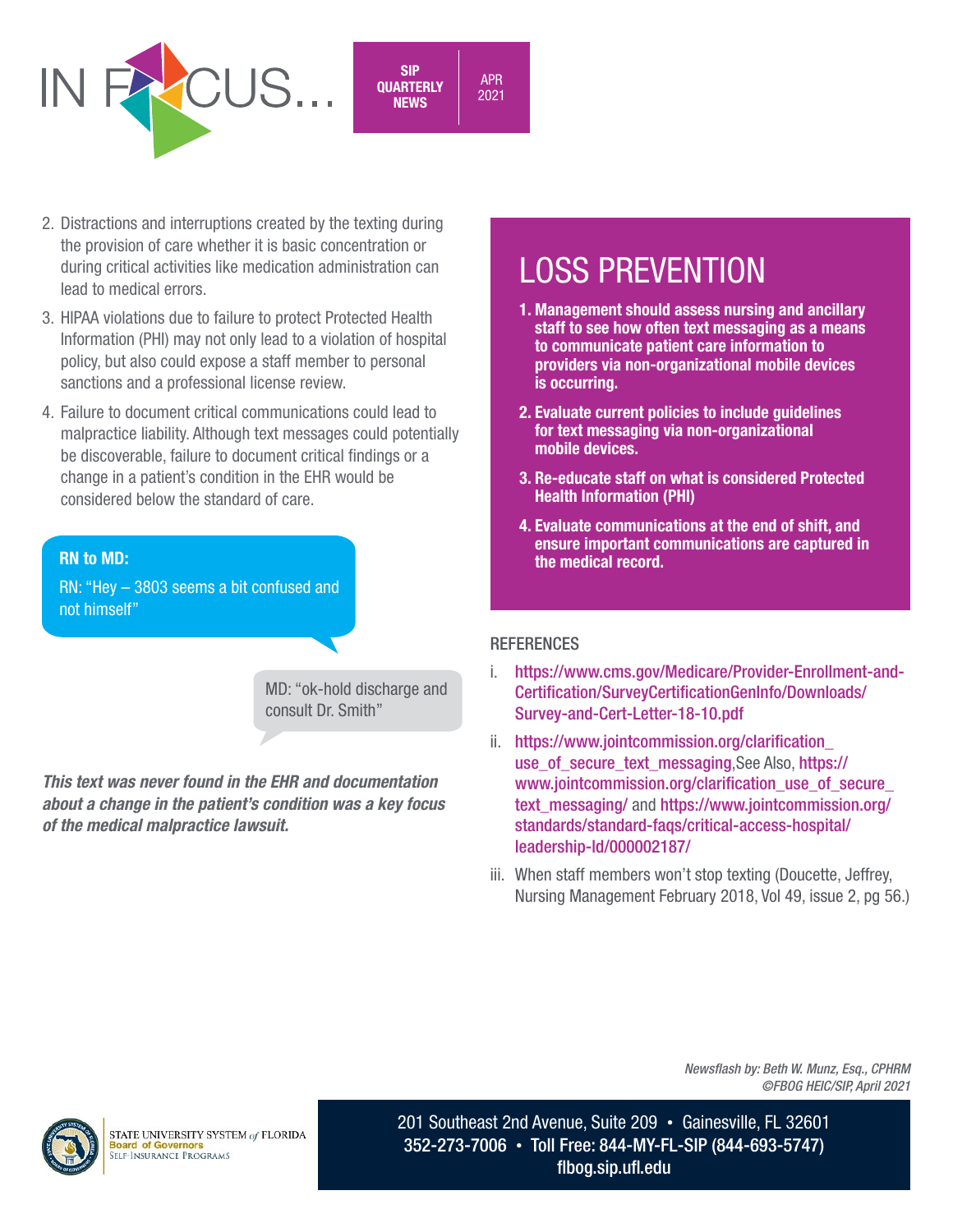2. Distractions and interruptions created by the texting during the provision of care whether it is basic concentration or during critical activities like medication administration can lead to medical errors.
3. HIPAA violations due to failure to protect Protected Health Information (PHI) may not only lead to a violation of hospital policy, but also could expose a staff member to personal sanctions and a professional license review.
4. Failure to document critical communications could lead to malpractice liability. Although text messages could potentially be discoverable, failure to document critical findings or a change in a patient's condition in the EHR would be considered below the standard of care.

**RN to MD:**

RN: "Hey – 3803 seems a bit confused and not himself"

MD: "ok-hold discharge and consult Dr. Smith"

***This text was never found in the EHR and documentation about a change in the patient's condition was a key focus of the medical malpractice lawsuit.***

## LOSS PREVENTION

1. **Management should assess nursing and ancillary staff to see how often text messaging as a means to communicate patient care information to providers via non-organizational mobile devices is occurring.**
2. **Evaluate current policies to include guidelines for text messaging via non-organizational mobile devices.**
3. **Re-educate staff on what is considered Protected Health Information (PHI)**
4. **Evaluate communications at the end of shift, and ensure important communications are captured in the medical record.**

### REFERENCES

i. https://www.cms.gov/Medicare/Provider-Enrollment-and-Certification/SurveyCertificationGenInfo/Downloads/Survey-and-Cert-Letter-18-10.pdf

ii. https://www.jointcommission.org/clarification_use_of_secure_text_messaging,See Also, https://www.jointcommission.org/clarification_use_of_secure_text_messaging/ and https://www.jointcommission.org/standards/standard-faqs/critical-access-hospital/leadership-ld/000002187/

iii. When staff members won't stop texting (Doucette, Jeffrey, Nursing Management February 2018, Vol 49, issue 2, pg 56.)

*Newsflash by: Beth W. Munz, Esq., CPHRM*
*©FBOG HEIC/SIP, April 2021*